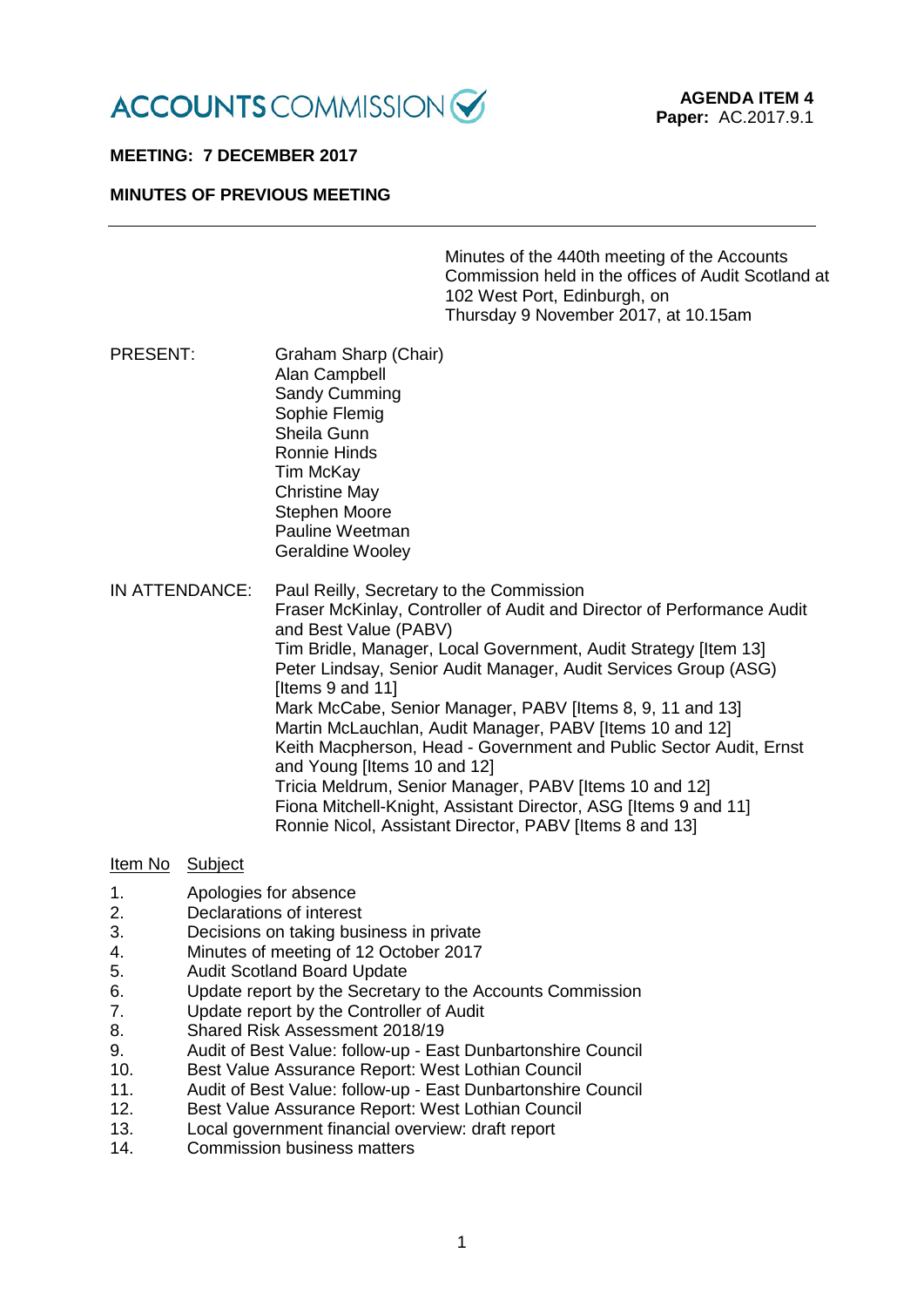ACCOUNTS COMMISSION

**AGENDA ITEM 4**
**Paper:** AC.2017.9.1

**MEETING: 7 DECEMBER 2017**

**MINUTES OF PREVIOUS MEETING**

---

Minutes of the 440th meeting of the Accounts Commission held in the offices of Audit Scotland at 102 West Port, Edinburgh, on Thursday 9 November 2017, at 10.15am

PRESENT:

Graham Sharp (Chair)
Alan Campbell
Sandy Cumming
Sophie Flemig
Sheila Gunn
Ronnie Hinds
Tim McKay
Christine May
Stephen Moore
Pauline Weetman
Geraldine Wooley

IN ATTENDANCE:

Paul Reilly, Secretary to the Commission
Fraser McKinlay, Controller of Audit and Director of Performance Audit and Best Value (PABV)
Tim Bridle, Manager, Local Government, Audit Strategy [Item 13]
Peter Lindsay, Senior Audit Manager, Audit Services Group (ASG) [Items 9 and 11]
Mark McCabe, Senior Manager, PABV [Items 8, 9, 11 and 13]
Martin McLauchlan, Audit Manager, PABV [Items 10 and 12]
Keith Macpherson, Head - Government and Public Sector Audit, Ernst and Young [Items 10 and 12]
Tricia Meldrum, Senior Manager, PABV [Items 10 and 12]
Fiona Mitchell-Knight, Assistant Director, ASG [Items 9 and 11]
Ronnie Nicol, Assistant Director, PABV [Items 8 and 13]

| Item No | Subject |
|---|---|
| 1. | Apologies for absence |
| 2. | Declarations of interest |
| 3. | Decisions on taking business in private |
| 4. | Minutes of meeting of 12 October 2017 |
| 5. | Audit Scotland Board Update |
| 6. | Update report by the Secretary to the Accounts Commission |
| 7. | Update report by the Controller of Audit |
| 8. | Shared Risk Assessment 2018/19 |
| 9. | Audit of Best Value: follow-up - East Dunbartonshire Council |
| 10. | Best Value Assurance Report: West Lothian Council |
| 11. | Audit of Best Value: follow-up - East Dunbartonshire Council |
| 12. | Best Value Assurance Report: West Lothian Council |
| 13. | Local government financial overview: draft report |
| 14. | Commission business matters |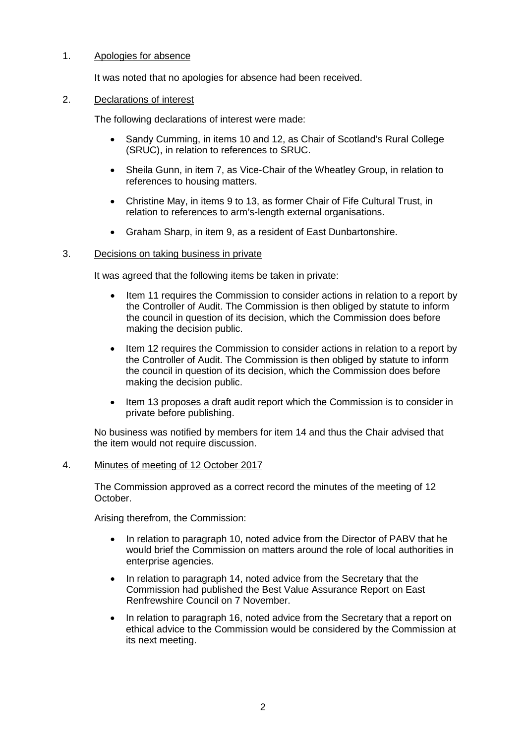1. Apologies for absence

It was noted that no apologies for absence had been received.

2. Declarations of interest

The following declarations of interest were made:

- Sandy Cumming, in items 10 and 12, as Chair of Scotland's Rural College (SRUC), in relation to references to SRUC.
- Sheila Gunn, in item 7, as Vice-Chair of the Wheatley Group, in relation to references to housing matters.
- Christine May, in items 9 to 13, as former Chair of Fife Cultural Trust, in relation to references to arm's-length external organisations.
- Graham Sharp, in item 9, as a resident of East Dunbartonshire.

3. Decisions on taking business in private

It was agreed that the following items be taken in private:

- Item 11 requires the Commission to consider actions in relation to a report by the Controller of Audit. The Commission is then obliged by statute to inform the council in question of its decision, which the Commission does before making the decision public.
- Item 12 requires the Commission to consider actions in relation to a report by the Controller of Audit. The Commission is then obliged by statute to inform the council in question of its decision, which the Commission does before making the decision public.
- Item 13 proposes a draft audit report which the Commission is to consider in private before publishing.

No business was notified by members for item 14 and thus the Chair advised that the item would not require discussion.

4. Minutes of meeting of 12 October 2017

The Commission approved as a correct record the minutes of the meeting of 12 October.

Arising therefrom, the Commission:

- In relation to paragraph 10, noted advice from the Director of PABV that he would brief the Commission on matters around the role of local authorities in enterprise agencies.
- In relation to paragraph 14, noted advice from the Secretary that the Commission had published the Best Value Assurance Report on East Renfrewshire Council on 7 November.
- In relation to paragraph 16, noted advice from the Secretary that a report on ethical advice to the Commission would be considered by the Commission at its next meeting.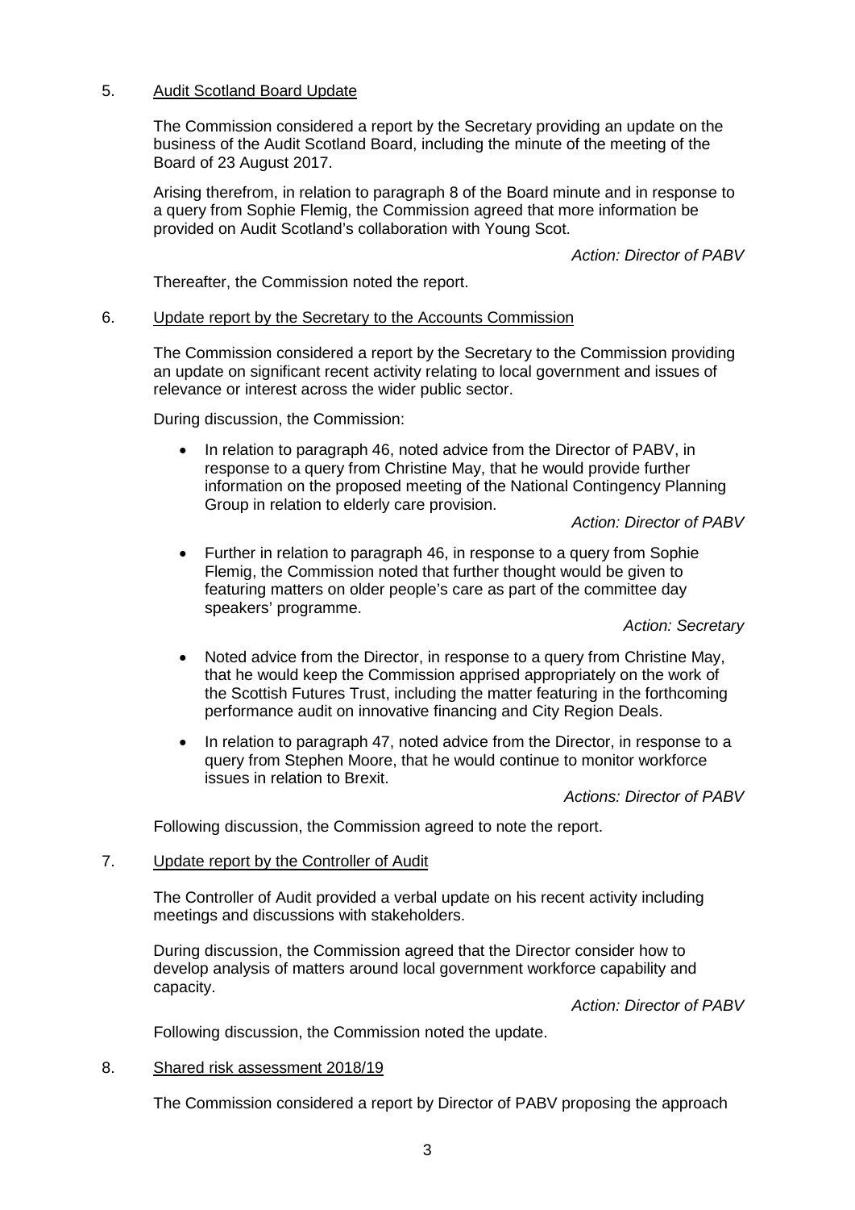5. Audit Scotland Board Update

The Commission considered a report by the Secretary providing an update on the business of the Audit Scotland Board, including the minute of the meeting of the Board of 23 August 2017.

Arising therefrom, in relation to paragraph 8 of the Board minute and in response to a query from Sophie Flemig, the Commission agreed that more information be provided on Audit Scotland's collaboration with Young Scot.

*Action: Director of PABV*

Thereafter, the Commission noted the report.

6. Update report by the Secretary to the Accounts Commission

The Commission considered a report by the Secretary to the Commission providing an update on significant recent activity relating to local government and issues of relevance or interest across the wider public sector.

During discussion, the Commission:

- In relation to paragraph 46, noted advice from the Director of PABV, in response to a query from Christine May, that he would provide further information on the proposed meeting of the National Contingency Planning Group in relation to elderly care provision.

  *Action: Director of PABV*

- Further in relation to paragraph 46, in response to a query from Sophie Flemig, the Commission noted that further thought would be given to featuring matters on older people's care as part of the committee day speakers' programme.

  *Action: Secretary*

- Noted advice from the Director, in response to a query from Christine May, that he would keep the Commission apprised appropriately on the work of the Scottish Futures Trust, including the matter featuring in the forthcoming performance audit on innovative financing and City Region Deals.

- In relation to paragraph 47, noted advice from the Director, in response to a query from Stephen Moore, that he would continue to monitor workforce issues in relation to Brexit.

  *Actions: Director of PABV*

Following discussion, the Commission agreed to note the report.

7. Update report by the Controller of Audit

The Controller of Audit provided a verbal update on his recent activity including meetings and discussions with stakeholders.

During discussion, the Commission agreed that the Director consider how to develop analysis of matters around local government workforce capability and capacity.

*Action: Director of PABV*

Following discussion, the Commission noted the update.

8. Shared risk assessment 2018/19

The Commission considered a report by Director of PABV proposing the approach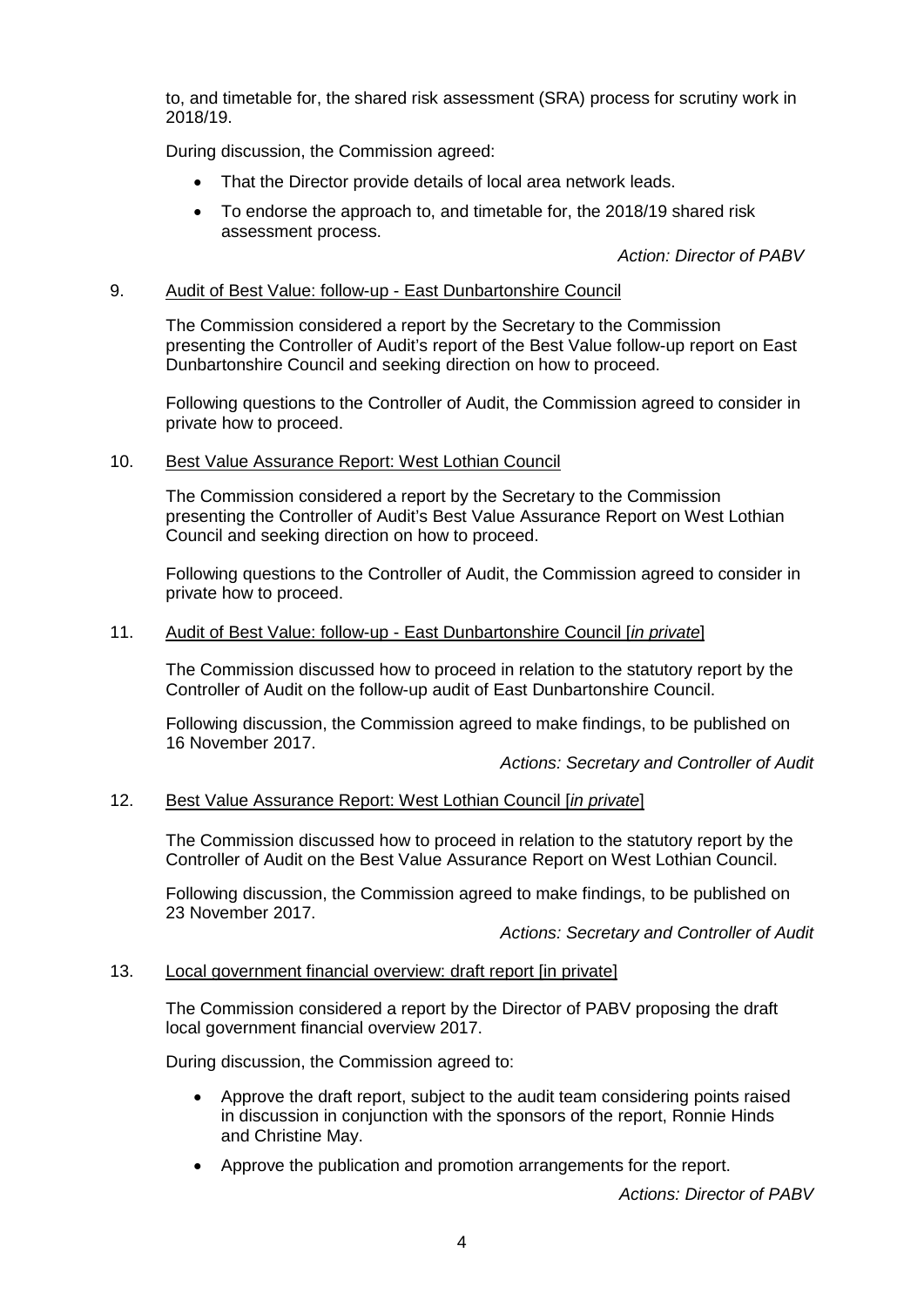to, and timetable for, the shared risk assessment (SRA) process for scrutiny work in 2018/19.

During discussion, the Commission agreed:

- That the Director provide details of local area network leads.
- To endorse the approach to, and timetable for, the 2018/19 shared risk assessment process.

*Action: Director of PABV*

9. Audit of Best Value: follow-up - East Dunbartonshire Council

The Commission considered a report by the Secretary to the Commission presenting the Controller of Audit's report of the Best Value follow-up report on East Dunbartonshire Council and seeking direction on how to proceed.

Following questions to the Controller of Audit, the Commission agreed to consider in private how to proceed.

10. Best Value Assurance Report: West Lothian Council

The Commission considered a report by the Secretary to the Commission presenting the Controller of Audit's Best Value Assurance Report on West Lothian Council and seeking direction on how to proceed.

Following questions to the Controller of Audit, the Commission agreed to consider in private how to proceed.

11. Audit of Best Value: follow-up - East Dunbartonshire Council [*in private*]

The Commission discussed how to proceed in relation to the statutory report by the Controller of Audit on the follow-up audit of East Dunbartonshire Council.

Following discussion, the Commission agreed to make findings, to be published on 16 November 2017.

*Actions: Secretary and Controller of Audit*

12. Best Value Assurance Report: West Lothian Council [*in private*]

The Commission discussed how to proceed in relation to the statutory report by the Controller of Audit on the Best Value Assurance Report on West Lothian Council.

Following discussion, the Commission agreed to make findings, to be published on 23 November 2017.

*Actions: Secretary and Controller of Audit*

13. Local government financial overview: draft report [in private]

The Commission considered a report by the Director of PABV proposing the draft local government financial overview 2017.

During discussion, the Commission agreed to:

- Approve the draft report, subject to the audit team considering points raised in discussion in conjunction with the sponsors of the report, Ronnie Hinds and Christine May.
- Approve the publication and promotion arrangements for the report.

*Actions: Director of PABV*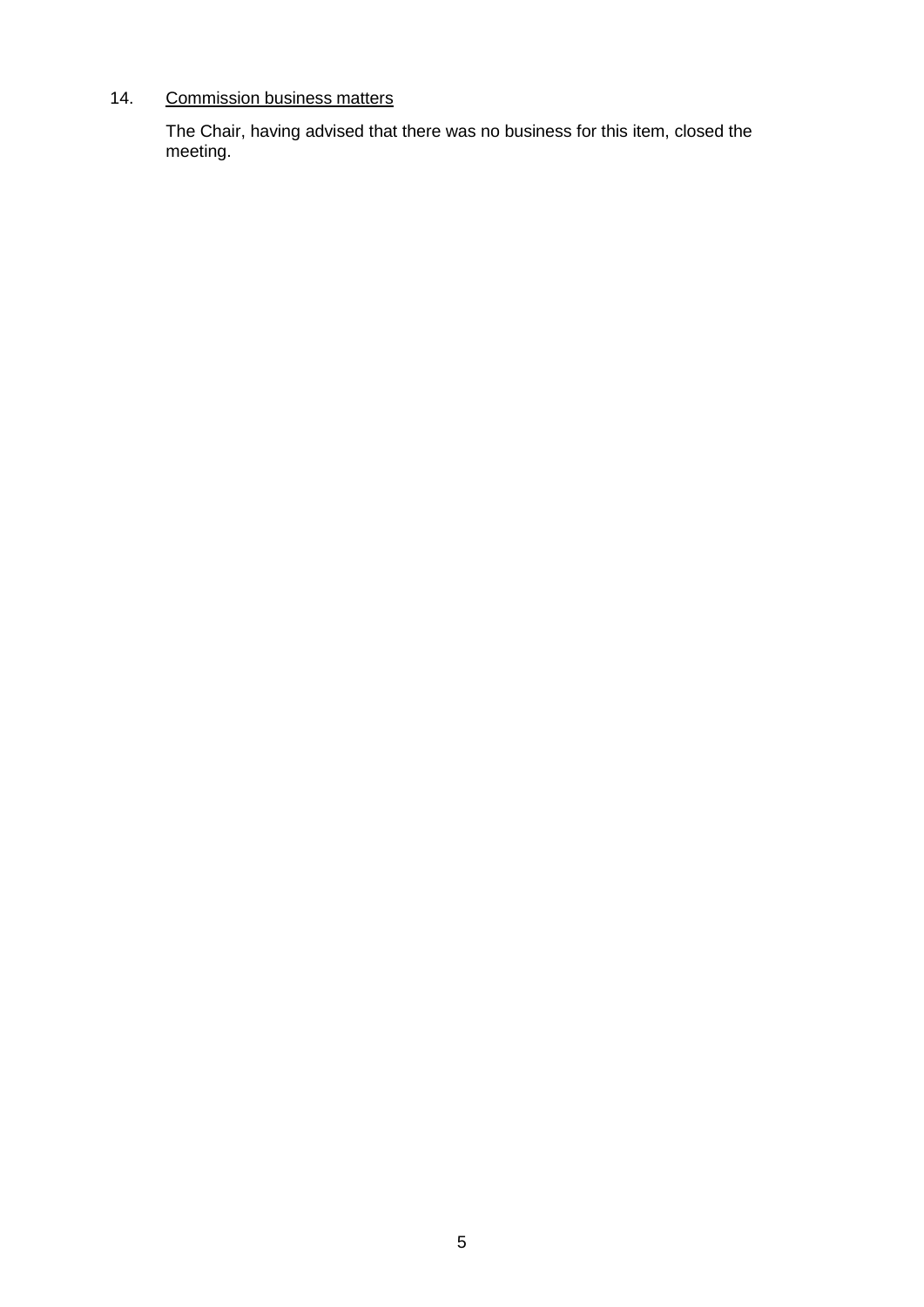14. Commission business matters

The Chair, having advised that there was no business for this item, closed the meeting.